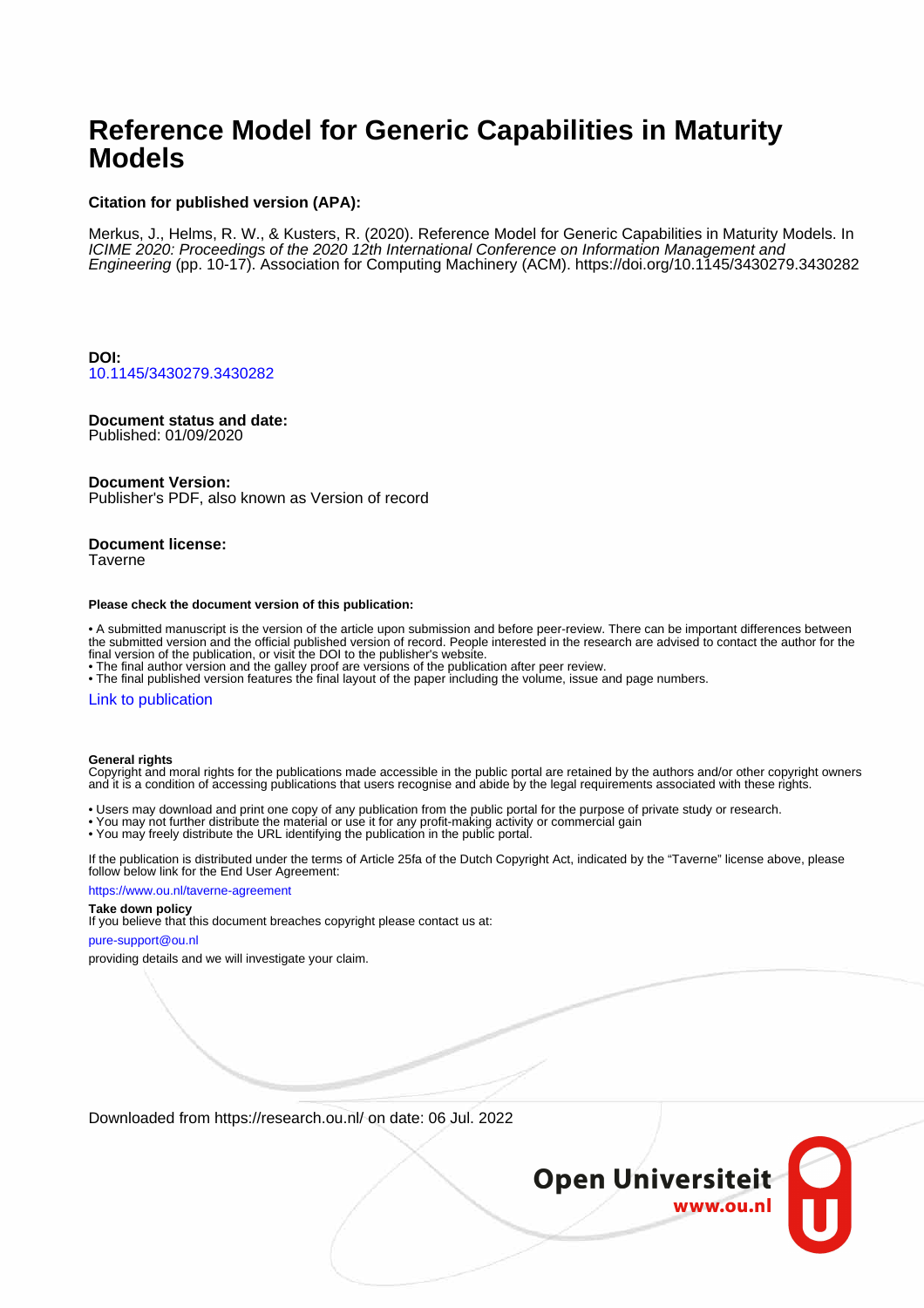# Reference Model for Generic Capabilities in Maturity Models

**Citation for published version (APA):**

Merkus, J., Helms, R. W., & Kusters, R. (2020). Reference Model for Generic Capabilities in Maturity Models. In *ICIME 2020: Proceedings of the 2020 12th International Conference on Information Management and Engineering* (pp. 10-17). Association for Computing Machinery (ACM). https://doi.org/10.1145/3430279.3430282

**DOI:**
10.1145/3430279.3430282

**Document status and date:**
Published: 01/09/2020

**Document Version:**
Publisher's PDF, also known as Version of record

**Document license:**
Taverne

**Please check the document version of this publication:**

• A submitted manuscript is the version of the article upon submission and before peer-review. There can be important differences between the submitted version and the official published version of record. People interested in the research are advised to contact the author for the final version of the publication, or visit the DOI to the publisher's website.
• The final author version and the galley proof are versions of the publication after peer review.
• The final published version features the final layout of the paper including the volume, issue and page numbers.

Link to publication

**General rights**
Copyright and moral rights for the publications made accessible in the public portal are retained by the authors and/or other copyright owners and it is a condition of accessing publications that users recognise and abide by the legal requirements associated with these rights.

• Users may download and print one copy of any publication from the public portal for the purpose of private study or research.
• You may not further distribute the material or use it for any profit-making activity or commercial gain
• You may freely distribute the URL identifying the publication in the public portal.

If the publication is distributed under the terms of Article 25fa of the Dutch Copyright Act, indicated by the "Taverne" license above, please follow below link for the End User Agreement:

https://www.ou.nl/taverne-agreement

**Take down policy**
If you believe that this document breaches copyright please contact us at:

pure-support@ou.nl

providing details and we will investigate your claim.

Downloaded from https://research.ou.nl/ on date: 06 Jul. 2022

Open Universiteit
www.ou.nl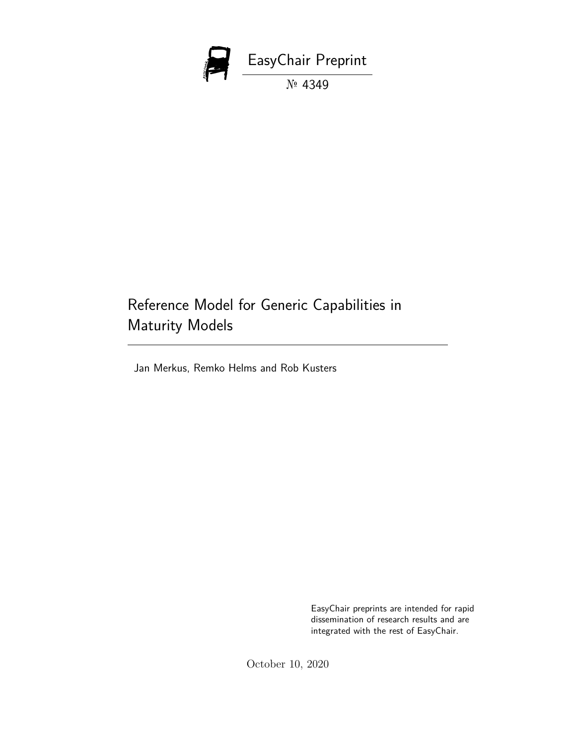EasyChair Preprint

№ 4349

# Reference Model for Generic Capabilities in Maturity Models

Jan Merkus, Remko Helms and Rob Kusters

EasyChair preprints are intended for rapid dissemination of research results and are integrated with the rest of EasyChair.

October 10, 2020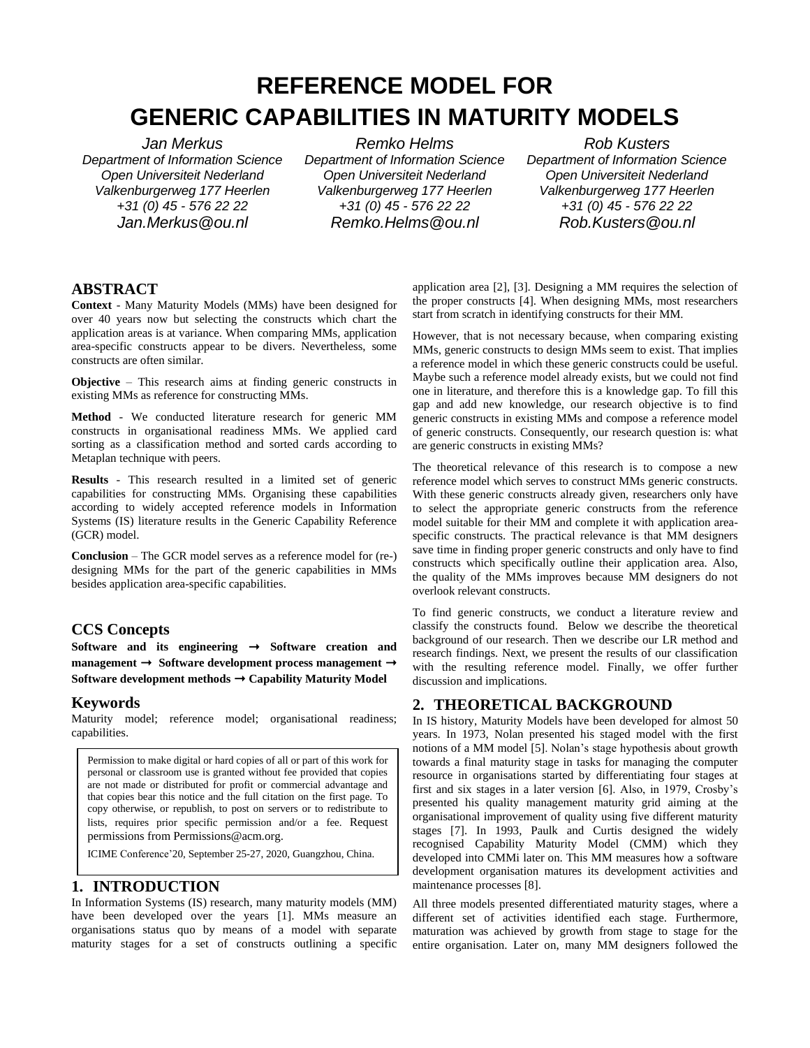# REFERENCE MODEL FOR GENERIC CAPABILITIES IN MATURITY MODELS

*Jan Merkus*
*Department of Information Science*
*Open Universiteit Nederland*
*Valkenburgerweg 177 Heerlen*
*+31 (0) 45 - 576 22 22*
*Jan.Merkus@ou.nl*

*Remko Helms*
*Department of Information Science*
*Open Universiteit Nederland*
*Valkenburgerweg 177 Heerlen*
*+31 (0) 45 - 576 22 22*
*Remko.Helms@ou.nl*

*Rob Kusters*
*Department of Information Science*
*Open Universiteit Nederland*
*Valkenburgerweg 177 Heerlen*
*+31 (0) 45 - 576 22 22*
*Rob.Kusters@ou.nl*

## ABSTRACT

**Context** - Many Maturity Models (MMs) have been designed for over 40 years now but selecting the constructs which chart the application areas is at variance. When comparing MMs, application area-specific constructs appear to be divers. Nevertheless, some constructs are often similar.

**Objective** – This research aims at finding generic constructs in existing MMs as reference for constructing MMs.

**Method** - We conducted literature research for generic MM constructs in organisational readiness MMs. We applied card sorting as a classification method and sorted cards according to Metaplan technique with peers.

**Results** - This research resulted in a limited set of generic capabilities for constructing MMs. Organising these capabilities according to widely accepted reference models in Information Systems (IS) literature results in the Generic Capability Reference (GCR) model.

**Conclusion** – The GCR model serves as a reference model for (re-) designing MMs for the part of the generic capabilities in MMs besides application area-specific capabilities.

## CCS Concepts

**Software and its engineering → Software creation and management → Software development process management → Software development methods → Capability Maturity Model**

## Keywords

Maturity model; reference model; organisational readiness; capabilities.

Permission to make digital or hard copies of all or part of this work for personal or classroom use is granted without fee provided that copies are not made or distributed for profit or commercial advantage and that copies bear this notice and the full citation on the first page. To copy otherwise, or republish, to post on servers or to redistribute to lists, requires prior specific permission and/or a fee. Request permissions from Permissions@acm.org.

ICIME Conference'20, September 25-27, 2020, Guangzhou, China.

## 1. INTRODUCTION

In Information Systems (IS) research, many maturity models (MM) have been developed over the years [1]. MMs measure an organisations status quo by means of a model with separate maturity stages for a set of constructs outlining a specific application area [2], [3]. Designing a MM requires the selection of the proper constructs [4]. When designing MMs, most researchers start from scratch in identifying constructs for their MM.

However, that is not necessary because, when comparing existing MMs, generic constructs to design MMs seem to exist. That implies a reference model in which these generic constructs could be useful. Maybe such a reference model already exists, but we could not find one in literature, and therefore this is a knowledge gap. To fill this gap and add new knowledge, our research objective is to find generic constructs in existing MMs and compose a reference model of generic constructs. Consequently, our research question is: what are generic constructs in existing MMs?

The theoretical relevance of this research is to compose a new reference model which serves to construct MMs generic constructs. With these generic constructs already given, researchers only have to select the appropriate generic constructs from the reference model suitable for their MM and complete it with application area-specific constructs. The practical relevance is that MM designers save time in finding proper generic constructs and only have to find constructs which specifically outline their application area. Also, the quality of the MMs improves because MM designers do not overlook relevant constructs.

To find generic constructs, we conduct a literature review and classify the constructs found. Below we describe the theoretical background of our research. Then we describe our LR method and research findings. Next, we present the results of our classification with the resulting reference model. Finally, we offer further discussion and implications.

## 2. THEORETICAL BACKGROUND

In IS history, Maturity Models have been developed for almost 50 years. In 1973, Nolan presented his staged model with the first notions of a MM model [5]. Nolan's stage hypothesis about growth towards a final maturity stage in tasks for managing the computer resource in organisations started by differentiating four stages at first and six stages in a later version [6]. Also, in 1979, Crosby's presented his quality management maturity grid aiming at the organisational improvement of quality using five different maturity stages [7]. In 1993, Paulk and Curtis designed the widely recognised Capability Maturity Model (CMM) which they developed into CMMi later on. This MM measures how a software development organisation matures its development activities and maintenance processes [8].

All three models presented differentiated maturity stages, where a different set of activities identified each stage. Furthermore, maturation was achieved by growth from stage to stage for the entire organisation. Later on, many MM designers followed the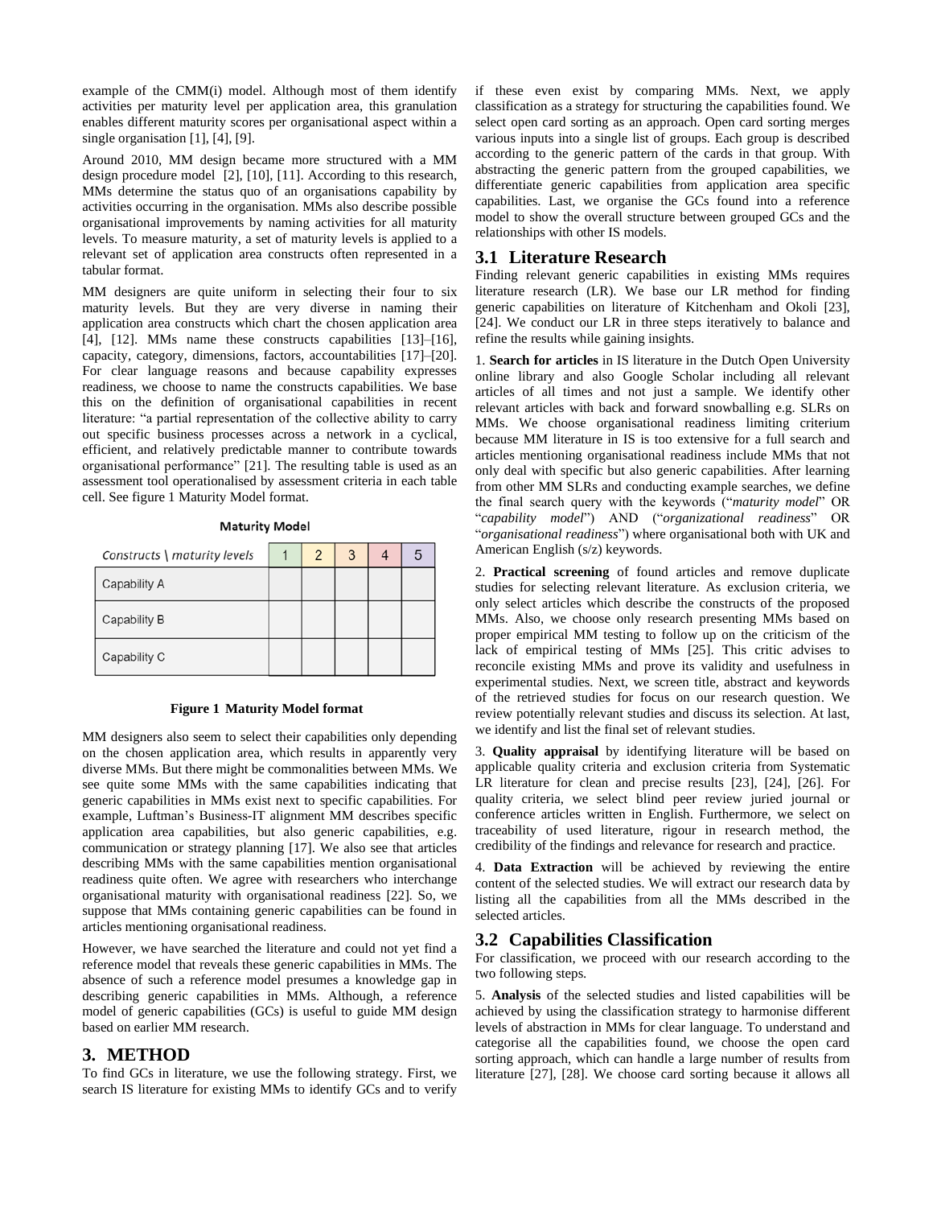example of the CMM(i) model. Although most of them identify activities per maturity level per application area, this granulation enables different maturity scores per organisational aspect within a single organisation [1], [4], [9].

Around 2010, MM design became more structured with a MM design procedure model [2], [10], [11]. According to this research, MMs determine the status quo of an organisations capability by activities occurring in the organisation. MMs also describe possible organisational improvements by naming activities for all maturity levels. To measure maturity, a set of maturity levels is applied to a relevant set of application area constructs often represented in a tabular format.

MM designers are quite uniform in selecting their four to six maturity levels. But they are very diverse in naming their application area constructs which chart the chosen application area [4], [12]. MMs name these constructs capabilities [13]–[16], capacity, category, dimensions, factors, accountabilities [17]–[20]. For clear language reasons and because capability expresses readiness, we choose to name the constructs capabilities. We base this on the definition of organisational capabilities in recent literature: "a partial representation of the collective ability to carry out specific business processes across a network in a cyclical, efficient, and relatively predictable manner to contribute towards organisational performance" [21]. The resulting table is used as an assessment tool operationalised by assessment criteria in each table cell. See figure 1 Maturity Model format.

**Maturity Model**

| *Constructs \ maturity levels* | 1 | 2 | 3 | 4 | 5 |
|---|---|---|---|---|---|
| Capability A | | | | | |
| Capability B | | | | | |
| Capability C | | | | | |

**Figure 1 Maturity Model format**

MM designers also seem to select their capabilities only depending on the chosen application area, which results in apparently very diverse MMs. But there might be commonalities between MMs. We see quite some MMs with the same capabilities indicating that generic capabilities in MMs exist next to specific capabilities. For example, Luftman's Business-IT alignment MM describes specific application area capabilities, but also generic capabilities, e.g. communication or strategy planning [17]. We also see that articles describing MMs with the same capabilities mention organisational readiness quite often. We agree with researchers who interchange organisational maturity with organisational readiness [22]. So, we suppose that MMs containing generic capabilities can be found in articles mentioning organisational readiness.

However, we have searched the literature and could not yet find a reference model that reveals these generic capabilities in MMs. The absence of such a reference model presumes a knowledge gap in describing generic capabilities in MMs. Although, a reference model of generic capabilities (GCs) is useful to guide MM design based on earlier MM research.

# 3. METHOD

To find GCs in literature, we use the following strategy. First, we search IS literature for existing MMs to identify GCs and to verify if these even exist by comparing MMs. Next, we apply classification as a strategy for structuring the capabilities found. We select open card sorting as an approach. Open card sorting merges various inputs into a single list of groups. Each group is described according to the generic pattern of the cards in that group. With abstracting the generic pattern from the grouped capabilities, we differentiate generic capabilities from application area specific capabilities. Last, we organise the GCs found into a reference model to show the overall structure between grouped GCs and the relationships with other IS models.

## 3.1 Literature Research

Finding relevant generic capabilities in existing MMs requires literature research (LR). We base our LR method for finding generic capabilities on literature of Kitchenham and Okoli [23], [24]. We conduct our LR in three steps iteratively to balance and refine the results while gaining insights.

1. **Search for articles** in IS literature in the Dutch Open University online library and also Google Scholar including all relevant articles of all times and not just a sample. We identify other relevant articles with back and forward snowballing e.g. SLRs on MMs. We choose organisational readiness limiting criterium because MM literature in IS is too extensive for a full search and articles mentioning organisational readiness include MMs that not only deal with specific but also generic capabilities. After learning from other MM SLRs and conducting example searches, we define the final search query with the keywords ("*maturity model*" OR "*capability model*") AND ("*organizational readiness*" OR "*organisational readiness*") where organisational both with UK and American English (s/z) keywords.

2. **Practical screening** of found articles and remove duplicate studies for selecting relevant literature. As exclusion criteria, we only select articles which describe the constructs of the proposed MMs. Also, we choose only research presenting MMs based on proper empirical MM testing to follow up on the criticism of the lack of empirical testing of MMs [25]. This critic advises to reconcile existing MMs and prove its validity and usefulness in experimental studies. Next, we screen title, abstract and keywords of the retrieved studies for focus on our research question. We review potentially relevant studies and discuss its selection. At last, we identify and list the final set of relevant studies.

3. **Quality appraisal** by identifying literature will be based on applicable quality criteria and exclusion criteria from Systematic LR literature for clean and precise results [23], [24], [26]. For quality criteria, we select blind peer review juried journal or conference articles written in English. Furthermore, we select on traceability of used literature, rigour in research method, the credibility of the findings and relevance for research and practice.

4. **Data Extraction** will be achieved by reviewing the entire content of the selected studies. We will extract our research data by listing all the capabilities from all the MMs described in the selected articles.

## 3.2 Capabilities Classification

For classification, we proceed with our research according to the two following steps.

5. **Analysis** of the selected studies and listed capabilities will be achieved by using the classification strategy to harmonise different levels of abstraction in MMs for clear language. To understand and categorise all the capabilities found, we choose the open card sorting approach, which can handle a large number of results from literature [27], [28]. We choose card sorting because it allows all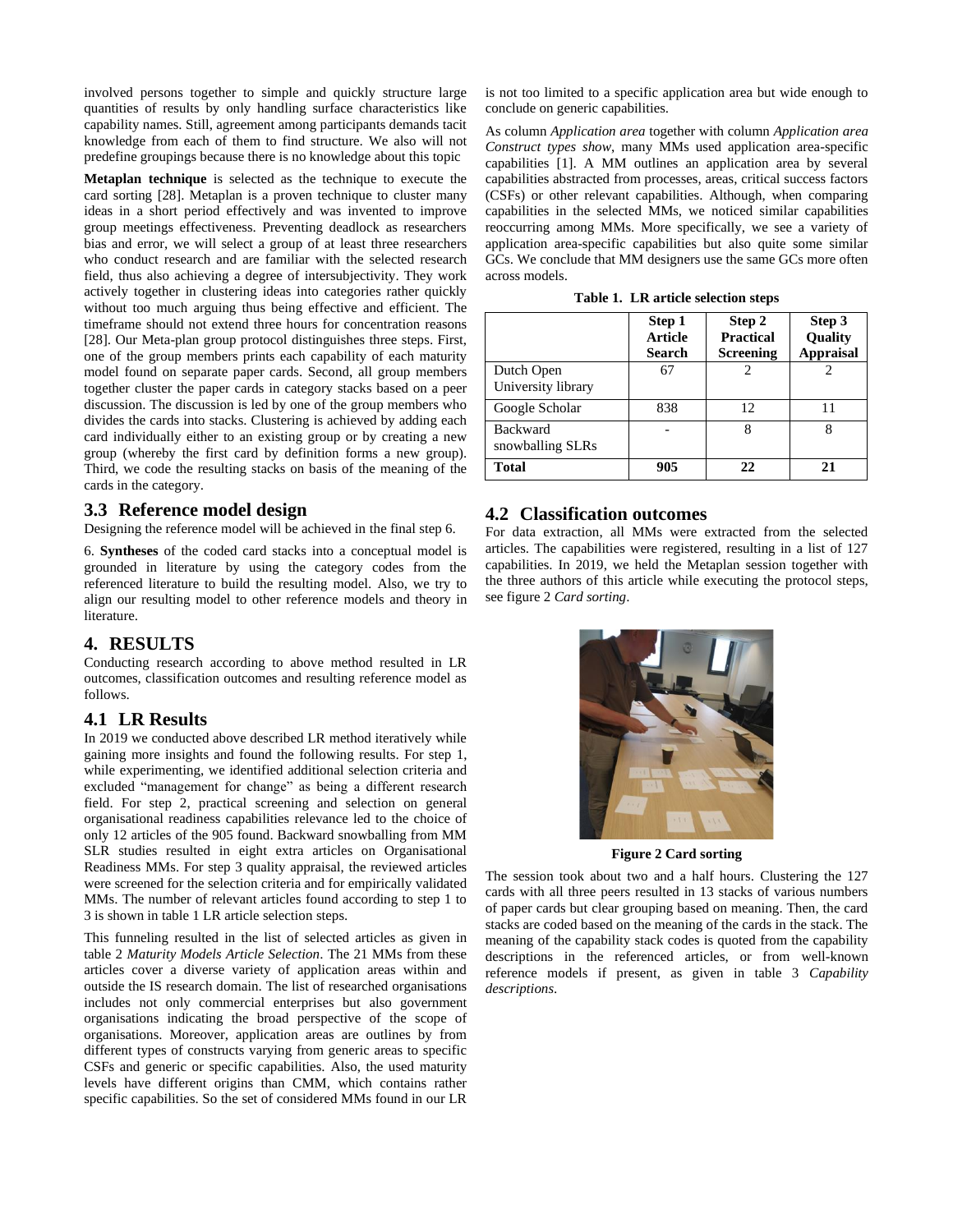involved persons together to simple and quickly structure large quantities of results by only handling surface characteristics like capability names. Still, agreement among participants demands tacit knowledge from each of them to find structure. We also will not predefine groupings because there is no knowledge about this topic

**Metaplan technique** is selected as the technique to execute the card sorting [28]. Metaplan is a proven technique to cluster many ideas in a short period effectively and was invented to improve group meetings effectiveness. Preventing deadlock as researchers bias and error, we will select a group of at least three researchers who conduct research and are familiar with the selected research field, thus also achieving a degree of intersubjectivity. They work actively together in clustering ideas into categories rather quickly without too much arguing thus being effective and efficient. The timeframe should not extend three hours for concentration reasons [28]. Our Meta-plan group protocol distinguishes three steps. First, one of the group members prints each capability of each maturity model found on separate paper cards. Second, all group members together cluster the paper cards in category stacks based on a peer discussion. The discussion is led by one of the group members who divides the cards into stacks. Clustering is achieved by adding each card individually either to an existing group or by creating a new group (whereby the first card by definition forms a new group). Third, we code the resulting stacks on basis of the meaning of the cards in the category.

## 3.3 Reference model design

Designing the reference model will be achieved in the final step 6.

6. **Syntheses** of the coded card stacks into a conceptual model is grounded in literature by using the category codes from the referenced literature to build the resulting model. Also, we try to align our resulting model to other reference models and theory in literature.

# 4. RESULTS

Conducting research according to above method resulted in LR outcomes, classification outcomes and resulting reference model as follows.

## 4.1 LR Results

In 2019 we conducted above described LR method iteratively while gaining more insights and found the following results. For step 1, while experimenting, we identified additional selection criteria and excluded "management for change" as being a different research field. For step 2, practical screening and selection on general organisational readiness capabilities relevance led to the choice of only 12 articles of the 905 found. Backward snowballing from MM SLR studies resulted in eight extra articles on Organisational Readiness MMs. For step 3 quality appraisal, the reviewed articles were screened for the selection criteria and for empirically validated MMs. The number of relevant articles found according to step 1 to 3 is shown in table 1 LR article selection steps.

This funneling resulted in the list of selected articles as given in table 2 *Maturity Models Article Selection*. The 21 MMs from these articles cover a diverse variety of application areas within and outside the IS research domain. The list of researched organisations includes not only commercial enterprises but also government organisations indicating the broad perspective of the scope of organisations. Moreover, application areas are outlines by from different types of constructs varying from generic areas to specific CSFs and generic or specific capabilities. Also, the used maturity levels have different origins than CMM, which contains rather specific capabilities. So the set of considered MMs found in our LR is not too limited to a specific application area but wide enough to conclude on generic capabilities.

As column *Application area* together with column *Application area Construct types show*, many MMs used application area-specific capabilities [1]. A MM outlines an application area by several capabilities abstracted from processes, areas, critical success factors (CSFs) or other relevant capabilities. Although, when comparing capabilities in the selected MMs, we noticed similar capabilities reoccurring among MMs. More specifically, we see a variety of application area-specific capabilities but also quite some similar GCs. We conclude that MM designers use the same GCs more often across models.

**Table 1. LR article selection steps**

| | Step 1 Article Search | Step 2 Practical Screening | Step 3 Quality Appraisal |
|---|---|---|---|
| Dutch Open University library | 67 | 2 | 2 |
| Google Scholar | 838 | 12 | 11 |
| Backward snowballing SLRs | - | 8 | 8 |
| **Total** | **905** | **22** | **21** |

## 4.2 Classification outcomes

For data extraction, all MMs were extracted from the selected articles. The capabilities were registered, resulting in a list of 127 capabilities. In 2019, we held the Metaplan session together with the three authors of this article while executing the protocol steps, see figure 2 *Card sorting*.

**Figure 2 Card sorting**

The session took about two and a half hours. Clustering the 127 cards with all three peers resulted in 13 stacks of various numbers of paper cards but clear grouping based on meaning. Then, the card stacks are coded based on the meaning of the cards in the stack. The meaning of the capability stack codes is quoted from the capability descriptions in the referenced articles, or from well-known reference models if present, as given in table 3 *Capability descriptions*.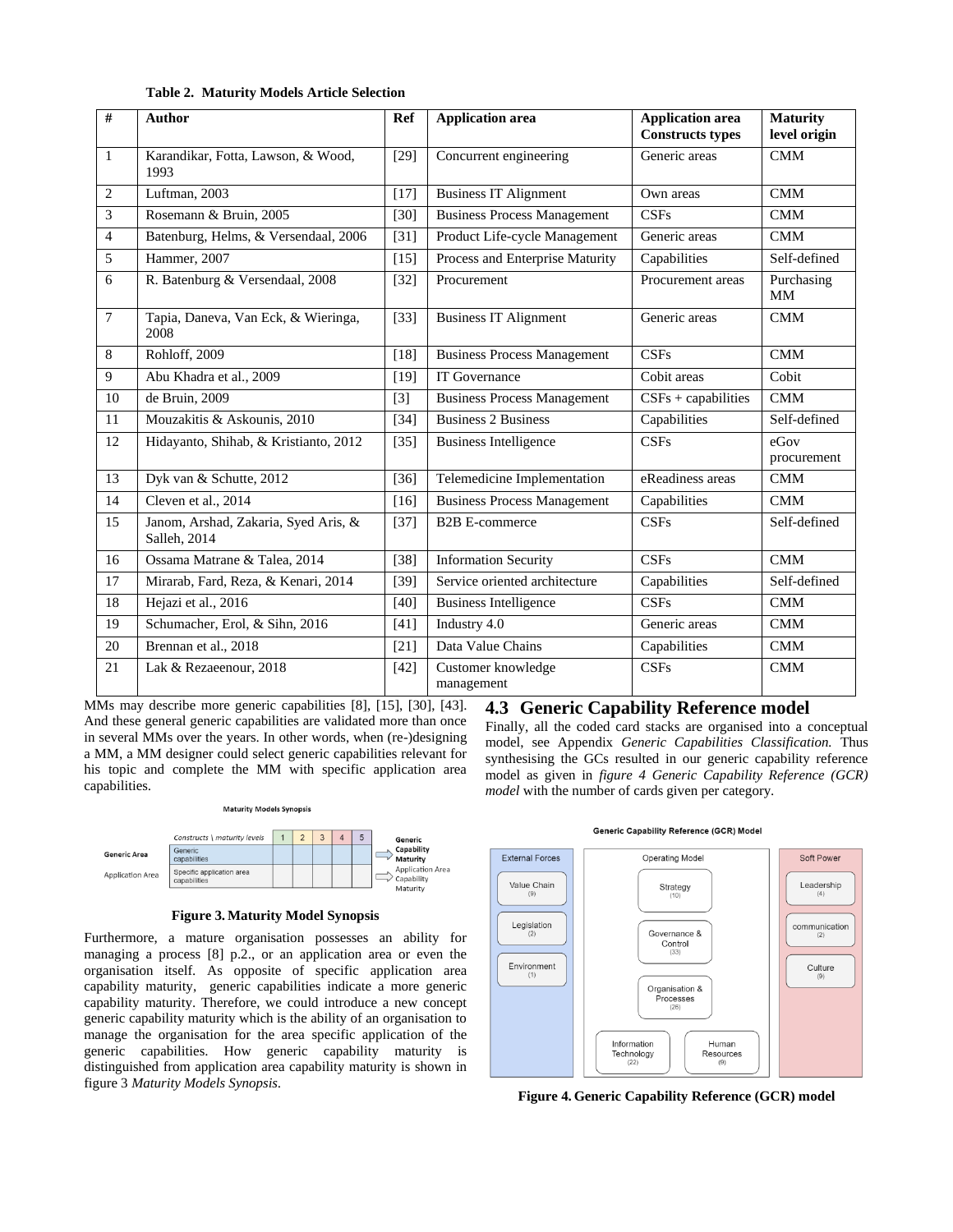**Table 2. Maturity Models Article Selection**

| # | Author | Ref | Application area | Application area Constructs types | Maturity level origin |
|---|---|---|---|---|---|
| 1 | Karandikar, Fotta, Lawson, & Wood, 1993 | [29] | Concurrent engineering | Generic areas | CMM |
| 2 | Luftman, 2003 | [17] | Business IT Alignment | Own areas | CMM |
| 3 | Rosemann & Bruin, 2005 | [30] | Business Process Management | CSFs | CMM |
| 4 | Batenburg, Helms, & Versendaal, 2006 | [31] | Product Life-cycle Management | Generic areas | CMM |
| 5 | Hammer, 2007 | [15] | Process and Enterprise Maturity | Capabilities | Self-defined |
| 6 | R. Batenburg & Versendaal, 2008 | [32] | Procurement | Procurement areas | Purchasing MM |
| 7 | Tapia, Daneva, Van Eck, & Wieringa, 2008 | [33] | Business IT Alignment | Generic areas | CMM |
| 8 | Rohloff, 2009 | [18] | Business Process Management | CSFs | CMM |
| 9 | Abu Khadra et al., 2009 | [19] | IT Governance | Cobit areas | Cobit |
| 10 | de Bruin, 2009 | [3] | Business Process Management | CSFs + capabilities | CMM |
| 11 | Mouzakitis & Askounis, 2010 | [34] | Business 2 Business | Capabilities | Self-defined |
| 12 | Hidayanto, Shihab, & Kristianto, 2012 | [35] | Business Intelligence | CSFs | eGov procurement |
| 13 | Dyk van & Schutte, 2012 | [36] | Telemedicine Implementation | eReadiness areas | CMM |
| 14 | Cleven et al., 2014 | [16] | Business Process Management | Capabilities | CMM |
| 15 | Janom, Arshad, Zakaria, Syed Aris, & Salleh, 2014 | [37] | B2B E-commerce | CSFs | Self-defined |
| 16 | Ossama Matrane & Talea, 2014 | [38] | Information Security | CSFs | CMM |
| 17 | Mirarab, Fard, Reza, & Kenari, 2014 | [39] | Service oriented architecture | Capabilities | Self-defined |
| 18 | Hejazi et al., 2016 | [40] | Business Intelligence | CSFs | CMM |
| 19 | Schumacher, Erol, & Sihn, 2016 | [41] | Industry 4.0 | Generic areas | CMM |
| 20 | Brennan et al., 2018 | [21] | Data Value Chains | Capabilities | CMM |
| 21 | Lak & Rezaeenour, 2018 | [42] | Customer knowledge management | CSFs | CMM |

MMs may describe more generic capabilities [8], [15], [30], [43]. And these general generic capabilities are validated more than once in several MMs over the years. In other words, when (re-)designing a MM, a MM designer could select generic capabilities relevant for his topic and complete the MM with specific application area capabilities.

**Figure 3. Maturity Model Synopsis**

Furthermore, a mature organisation possesses an ability for managing a process [8] p.2., or an application area or even the organisation itself. As opposite of specific application area capability maturity, generic capabilities indicate a more generic capability maturity. Therefore, we could introduce a new concept generic capability maturity which is the ability of an organisation to manage the organisation for the area specific application of the generic capabilities. How generic capability maturity is distinguished from application area capability maturity is shown in figure 3 *Maturity Models Synopsis*.

## 4.3 Generic Capability Reference model

Finally, all the coded card stacks are organised into a conceptual model, see Appendix *Generic Capabilities Classification.* Thus synthesising the GCs resulted in our generic capability reference model as given in *figure 4 Generic Capability Reference (GCR) model* with the number of cards given per category.

**Figure 4. Generic Capability Reference (GCR) model**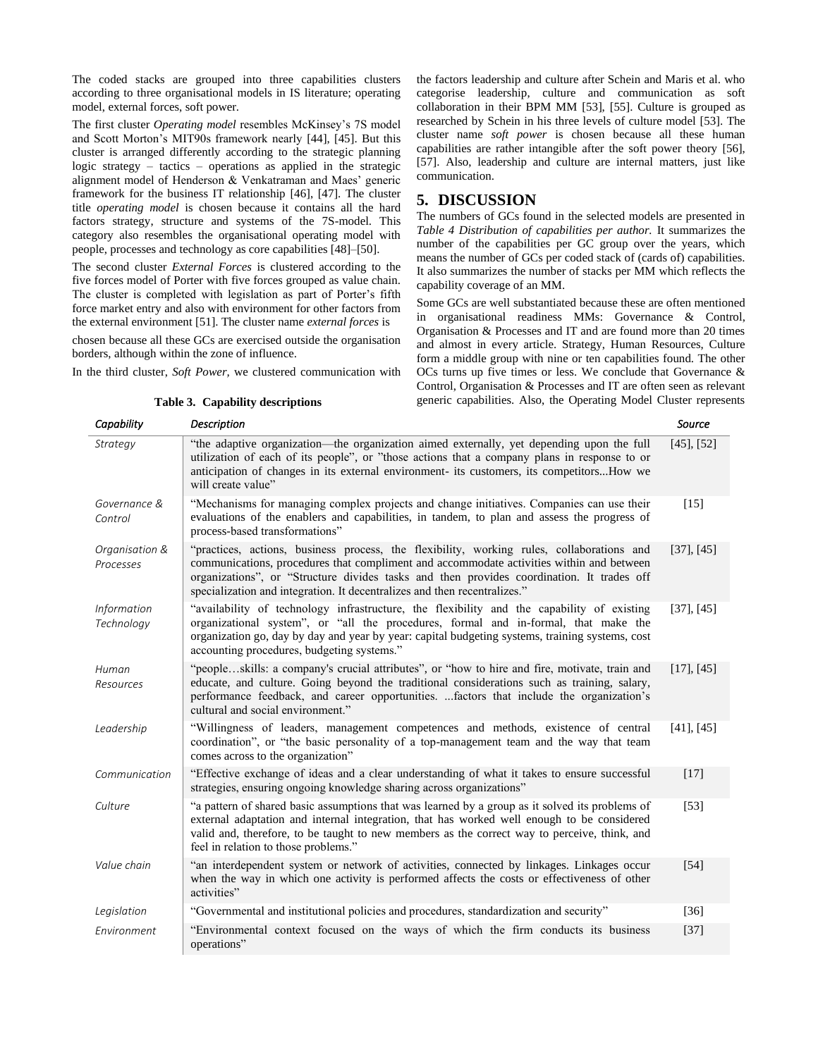The coded stacks are grouped into three capabilities clusters according to three organisational models in IS literature; operating model, external forces, soft power.

The first cluster *Operating model* resembles McKinsey's 7S model and Scott Morton's MIT90s framework nearly [44], [45]. But this cluster is arranged differently according to the strategic planning logic strategy – tactics – operations as applied in the strategic alignment model of Henderson & Venkatraman and Maes' generic framework for the business IT relationship [46], [47]. The cluster title *operating model* is chosen because it contains all the hard factors strategy, structure and systems of the 7S-model. This category also resembles the organisational operating model with people, processes and technology as core capabilities [48]–[50].

The second cluster *External Forces* is clustered according to the five forces model of Porter with five forces grouped as value chain. The cluster is completed with legislation as part of Porter's fifth force market entry and also with environment for other factors from the external environment [51]. The cluster name *external forces* is chosen because all these GCs are exercised outside the organisation borders, although within the zone of influence.

In the third cluster, *Soft Power,* we clustered communication with the factors leadership and culture after Schein and Maris et al. who categorise leadership, culture and communication as soft collaboration in their BPM MM [53], [55]. Culture is grouped as researched by Schein in his three levels of culture model [53]. The cluster name *soft power* is chosen because all these human capabilities are rather intangible after the soft power theory [56], [57]. Also, leadership and culture are internal matters, just like communication.

## 5. DISCUSSION

The numbers of GCs found in the selected models are presented in *Table 4 Distribution of capabilities per author.* It summarizes the number of the capabilities per GC group over the years, which means the number of GCs per coded stack of (cards of) capabilities. It also summarizes the number of stacks per MM which reflects the capability coverage of an MM.

Some GCs are well substantiated because these are often mentioned in organisational readiness MMs: Governance & Control, Organisation & Processes and IT and are found more than 20 times and almost in every article. Strategy, Human Resources, Culture form a middle group with nine or ten capabilities found. The other OCs turns up five times or less. We conclude that Governance & Control, Organisation & Processes and IT are often seen as relevant generic capabilities. Also, the Operating Model Cluster represents

**Table 3. Capability descriptions**

| *Capability* | *Description* | *Source* |
|---|---|---|
| *Strategy* | "the adaptive organization—the organization aimed externally, yet depending upon the full utilization of each of its people", or "those actions that a company plans in response to or anticipation of changes in its external environment- its customers, its competitors...How we will create value" | [45], [52] |
| *Governance & Control* | "Mechanisms for managing complex projects and change initiatives. Companies can use their evaluations of the enablers and capabilities, in tandem, to plan and assess the progress of process-based transformations" | [15] |
| *Organisation & Processes* | "practices, actions, business process, the flexibility, working rules, collaborations and communications, procedures that compliment and accommodate activities within and between organizations", or "Structure divides tasks and then provides coordination. It trades off specialization and integration. It decentralizes and then recentralizes." | [37], [45] |
| *Information Technology* | "availability of technology infrastructure, the flexibility and the capability of existing organizational system", or "all the procedures, formal and in-formal, that make the organization go, day by day and year by year: capital budgeting systems, training systems, cost accounting procedures, budgeting systems." | [37], [45] |
| *Human Resources* | "people…skills: a company's crucial attributes", or "how to hire and fire, motivate, train and educate, and culture. Going beyond the traditional considerations such as training, salary, performance feedback, and career opportunities. ...factors that include the organization's cultural and social environment." | [17], [45] |
| *Leadership* | "Willingness of leaders, management competences and methods, existence of central coordination", or "the basic personality of a top-management team and the way that team comes across to the organization" | [41], [45] |
| *Communication* | "Effective exchange of ideas and a clear understanding of what it takes to ensure successful strategies, ensuring ongoing knowledge sharing across organizations" | [17] |
| *Culture* | "a pattern of shared basic assumptions that was learned by a group as it solved its problems of external adaptation and internal integration, that has worked well enough to be considered valid and, therefore, to be taught to new members as the correct way to perceive, think, and feel in relation to those problems." | [53] |
| *Value chain* | "an interdependent system or network of activities, connected by linkages. Linkages occur when the way in which one activity is performed affects the costs or effectiveness of other activities" | [54] |
| *Legislation* | "Governmental and institutional policies and procedures, standardization and security" | [36] |
| *Environment* | "Environmental context focused on the ways of which the firm conducts its business operations" | [37] |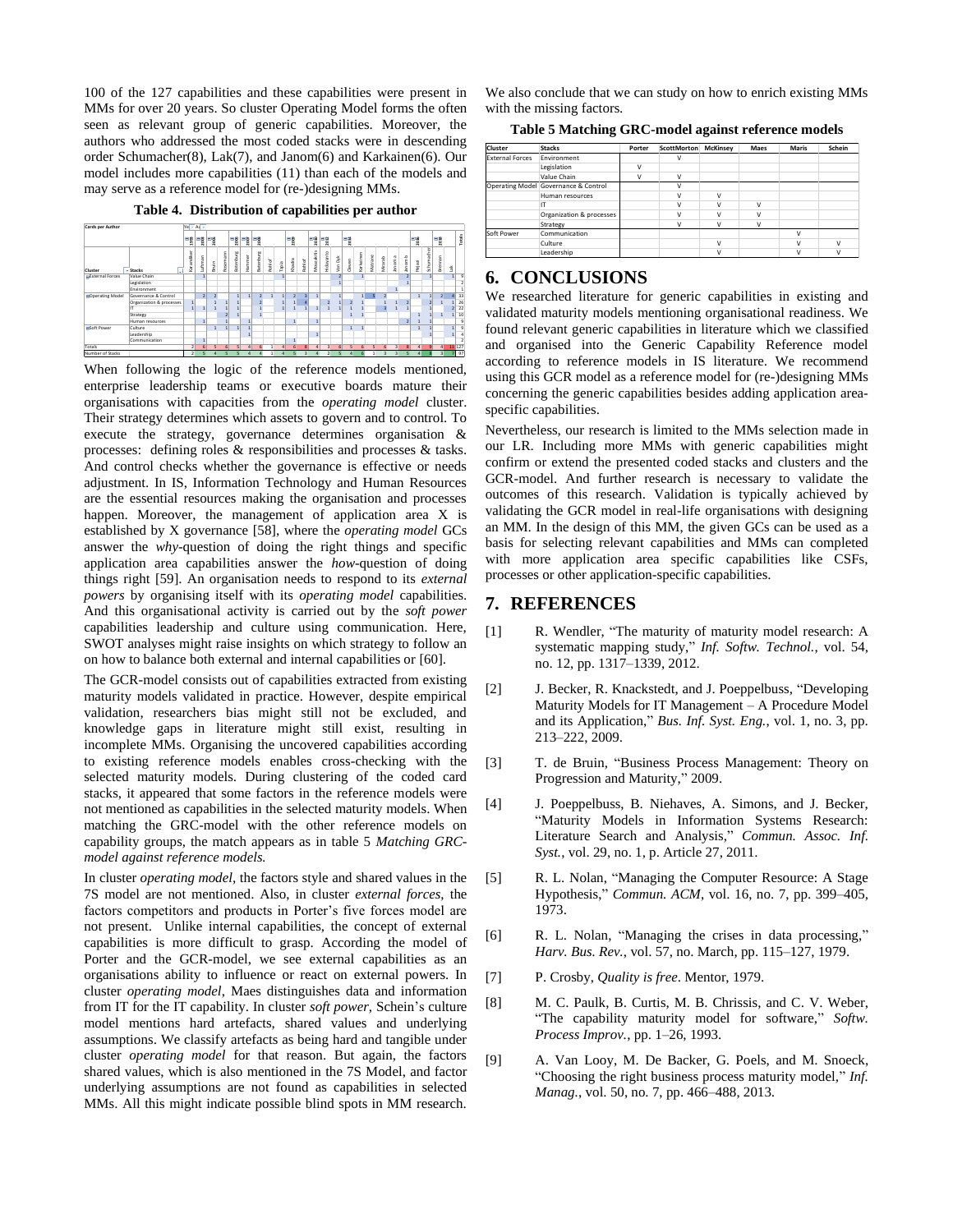100 of the 127 capabilities and these capabilities were present in MMs for over 20 years. So cluster Operating Model forms the often seen as relevant group of generic capabilities. Moreover, the authors who addressed the most coded stacks were in descending order Schumacher(8), Lak(7), and Janom(6) and Karkainen(6). Our model includes more capabilities (11) than each of the models and may serve as a reference model for (re-)designing MMs.

**Table 4. Distribution of capabilities per author**

| Cluster | Stacks | Totals |
|---|---|---|
| External Forces | Value Chain | 9 |
| | Legislation | 2 |
| | Environment | 1 |
| Operating Model | Governance & Control | 33 |
| | Organization & processes | 26 |
| | IT | 22 |
| | Strategy | 10 |
| | Human resources | 9 |
| Soft Power | Culture | 9 |
| | Leadership | 4 |
| | Communication | 2 |
| Totals | | 127 |

When following the logic of the reference models mentioned, enterprise leadership teams or executive boards mature their organisations with capacities from the *operating model* cluster. Their strategy determines which assets to govern and to control. To execute the strategy, governance determines organisation & processes: defining roles & responsibilities and processes & tasks. And control checks whether the governance is effective or needs adjustment. In IS, Information Technology and Human Resources are the essential resources making the organisation and processes happen. Moreover, the management of application area X is established by X governance [58], where the *operating model* GCs answer the *why*-question of doing the right things and specific application area capabilities answer the *how*-question of doing things right [59]. An organisation needs to respond to its *external powers* by organising itself with its *operating model* capabilities. And this organisational activity is carried out by the *soft power* capabilities leadership and culture using communication. Here, SWOT analyses might raise insights on which strategy to follow an on how to balance both external and internal capabilities or [60].

The GCR-model consists out of capabilities extracted from existing maturity models validated in practice. However, despite empirical validation, researchers bias might still not be excluded, and knowledge gaps in literature might still exist, resulting in incomplete MMs. Organising the uncovered capabilities according to existing reference models enables cross-checking with the selected maturity models. During clustering of the coded card stacks, it appeared that some factors in the reference models were not mentioned as capabilities in the selected maturity models. When matching the GRC-model with the other reference models on capability groups, the match appears as in table 5 *Matching GRC-model against reference models.*

In cluster *operating model*, the factors style and shared values in the 7S model are not mentioned. Also, in cluster *external forces*, the factors competitors and products in Porter's five forces model are not present. Unlike internal capabilities, the concept of external capabilities is more difficult to grasp. According the model of Porter and the GCR-model, we see external capabilities as an organisations ability to influence or react on external powers. In cluster *operating model*, Maes distinguishes data and information from IT for the IT capability. In cluster *soft power*, Schein's culture model mentions hard artefacts, shared values and underlying assumptions. We classify artefacts as being hard and tangible under cluster *operating model* for that reason. But again, the factors shared values, which is also mentioned in the 7S Model, and factor underlying assumptions are not found as capabilities in selected MMs. All this might indicate possible blind spots in MM research.

We also conclude that we can study on how to enrich existing MMs with the missing factors.

**Table 5 Matching GRC-model against reference models**

| Cluster | Stacks | Porter | ScottMorton | McKinsey | Maes | Maris | Schein |
|---|---|---|---|---|---|---|---|
| External Forces | Environment | | V | | | | |
| | Legislation | V | | | | | |
| | Value Chain | V | V | | | | |
| Operating Model | Governance & Control | | V | | | | |
| | Human resources | | V | V | | | |
| | IT | | V | V | V | | |
| | Organization & processes | | V | V | V | | |
| | Strategy | | V | V | V | | |
| Soft Power | Communication | | | | | V | |
| | Culture | | | V | | V | V |
| | Leadership | | | V | | V | V |

## 6. CONCLUSIONS

We researched literature for generic capabilities in existing and validated maturity models mentioning organisational readiness. We found relevant generic capabilities in literature which we classified and organised into the Generic Capability Reference model according to reference models in IS literature. We recommend using this GCR model as a reference model for (re-)designing MMs concerning the generic capabilities besides adding application area-specific capabilities.

Nevertheless, our research is limited to the MMs selection made in our LR. Including more MMs with generic capabilities might confirm or extend the presented coded stacks and clusters and the GCR-model. And further research is necessary to validate the outcomes of this research. Validation is typically achieved by validating the GCR model in real-life organisations with designing an MM. In the design of this MM, the given GCs can be used as a basis for selecting relevant capabilities and MMs can completed with more application area specific capabilities like CSFs, processes or other application-specific capabilities.

## 7. REFERENCES

[1] R. Wendler, "The maturity of maturity model research: A systematic mapping study," *Inf. Softw. Technol.*, vol. 54, no. 12, pp. 1317–1339, 2012.

[2] J. Becker, R. Knackstedt, and J. Poeppelbuss, "Developing Maturity Models for IT Management – A Procedure Model and its Application," *Bus. Inf. Syst. Eng.*, vol. 1, no. 3, pp. 213–222, 2009.

[3] T. de Bruin, "Business Process Management: Theory on Progression and Maturity," 2009.

[4] J. Poeppelbuss, B. Niehaves, A. Simons, and J. Becker, "Maturity Models in Information Systems Research: Literature Search and Analysis," *Commun. Assoc. Inf. Syst.*, vol. 29, no. 1, p. Article 27, 2011.

[5] R. L. Nolan, "Managing the Computer Resource: A Stage Hypothesis," *Commun. ACM*, vol. 16, no. 7, pp. 399–405, 1973.

[6] R. L. Nolan, "Managing the crises in data processing," *Harv. Bus. Rev.*, vol. 57, no. March, pp. 115–127, 1979.

[7] P. Crosby, *Quality is free*. Mentor, 1979.

[8] M. C. Paulk, B. Curtis, M. B. Chrissis, and C. V. Weber, "The capability maturity model for software," *Softw. Process Improv.*, pp. 1–26, 1993.

[9] A. Van Looy, M. De Backer, G. Poels, and M. Snoeck, "Choosing the right business process maturity model," *Inf. Manag.*, vol. 50, no. 7, pp. 466–488, 2013.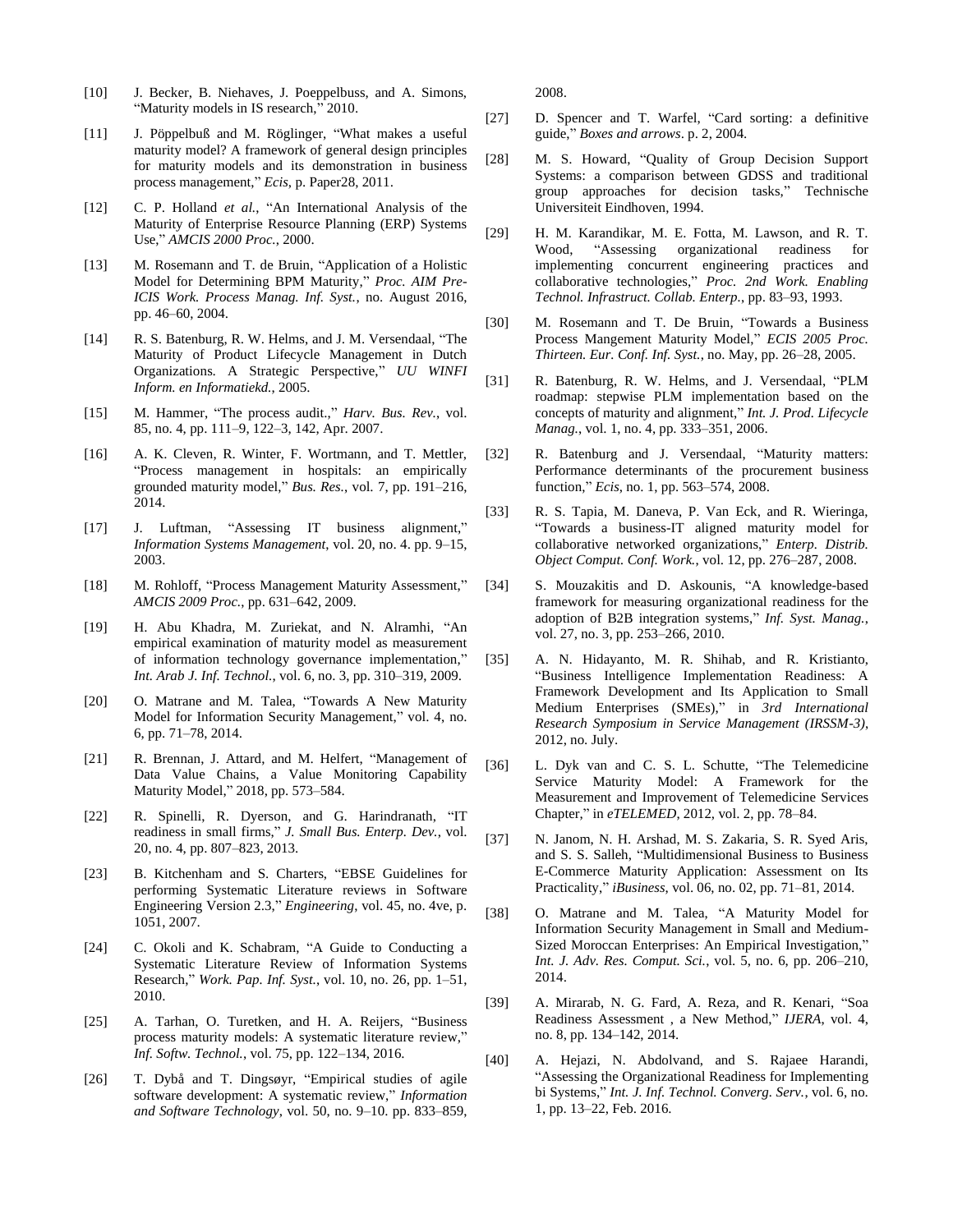[10] J. Becker, B. Niehaves, J. Poeppelbuss, and A. Simons, "Maturity models in IS research," 2010.

[11] J. Pöppelbuß and M. Röglinger, "What makes a useful maturity model? A framework of general design principles for maturity models and its demonstration in business process management," *Ecis*, p. Paper28, 2011.

[12] C. P. Holland *et al.*, "An International Analysis of the Maturity of Enterprise Resource Planning (ERP) Systems Use," *AMCIS 2000 Proc.*, 2000.

[13] M. Rosemann and T. de Bruin, "Application of a Holistic Model for Determining BPM Maturity," *Proc. AIM Pre-ICIS Work. Process Manag. Inf. Syst.*, no. August 2016, pp. 46–60, 2004.

[14] R. S. Batenburg, R. W. Helms, and J. M. Versendaal, "The Maturity of Product Lifecycle Management in Dutch Organizations. A Strategic Perspective," *UU WINFI Inform. en Informatiekd.*, 2005.

[15] M. Hammer, "The process audit.," *Harv. Bus. Rev.*, vol. 85, no. 4, pp. 111–9, 122–3, 142, Apr. 2007.

[16] A. K. Cleven, R. Winter, F. Wortmann, and T. Mettler, "Process management in hospitals: an empirically grounded maturity model," *Bus. Res.*, vol. 7, pp. 191–216, 2014.

[17] J. Luftman, "Assessing IT business alignment," *Information Systems Management*, vol. 20, no. 4. pp. 9–15, 2003.

[18] M. Rohloff, "Process Management Maturity Assessment," *AMCIS 2009 Proc.*, pp. 631–642, 2009.

[19] H. Abu Khadra, M. Zuriekat, and N. Alramhi, "An empirical examination of maturity model as measurement of information technology governance implementation," *Int. Arab J. Inf. Technol.*, vol. 6, no. 3, pp. 310–319, 2009.

[20] O. Matrane and M. Talea, "Towards A New Maturity Model for Information Security Management," vol. 4, no. 6, pp. 71–78, 2014.

[21] R. Brennan, J. Attard, and M. Helfert, "Management of Data Value Chains, a Value Monitoring Capability Maturity Model," 2018, pp. 573–584.

[22] R. Spinelli, R. Dyerson, and G. Harindranath, "IT readiness in small firms," *J. Small Bus. Enterp. Dev.*, vol. 20, no. 4, pp. 807–823, 2013.

[23] B. Kitchenham and S. Charters, "EBSE Guidelines for performing Systematic Literature reviews in Software Engineering Version 2.3," *Engineering*, vol. 45, no. 4ve, p. 1051, 2007.

[24] C. Okoli and K. Schabram, "A Guide to Conducting a Systematic Literature Review of Information Systems Research," *Work. Pap. Inf. Syst.*, vol. 10, no. 26, pp. 1–51, 2010.

[25] A. Tarhan, O. Turetken, and H. A. Reijers, "Business process maturity models: A systematic literature review," *Inf. Softw. Technol.*, vol. 75, pp. 122–134, 2016.

[26] T. Dybå and T. Dingsøyr, "Empirical studies of agile software development: A systematic review," *Information and Software Technology*, vol. 50, no. 9–10. pp. 833–859, 2008.

[27] D. Spencer and T. Warfel, "Card sorting: a definitive guide," *Boxes and arrows*. p. 2, 2004.

[28] M. S. Howard, "Quality of Group Decision Support Systems: a comparison between GDSS and traditional group approaches for decision tasks," Technische Universiteit Eindhoven, 1994.

[29] H. M. Karandikar, M. E. Fotta, M. Lawson, and R. T. Wood, "Assessing organizational readiness for implementing concurrent engineering practices and collaborative technologies," *Proc. 2nd Work. Enabling Technol. Infrastruct. Collab. Enterp.*, pp. 83–93, 1993.

[30] M. Rosemann and T. De Bruin, "Towards a Business Process Mangement Maturity Model," *ECIS 2005 Proc. Thirteen. Eur. Conf. Inf. Syst.*, no. May, pp. 26–28, 2005.

[31] R. Batenburg, R. W. Helms, and J. Versendaal, "PLM roadmap: stepwise PLM implementation based on the concepts of maturity and alignment," *Int. J. Prod. Lifecycle Manag.*, vol. 1, no. 4, pp. 333–351, 2006.

[32] R. Batenburg and J. Versendaal, "Maturity matters: Performance determinants of the procurement business function," *Ecis*, no. 1, pp. 563–574, 2008.

[33] R. S. Tapia, M. Daneva, P. Van Eck, and R. Wieringa, "Towards a business-IT aligned maturity model for collaborative networked organizations," *Enterp. Distrib. Object Comput. Conf. Work.*, vol. 12, pp. 276–287, 2008.

[34] S. Mouzakitis and D. Askounis, "A knowledge-based framework for measuring organizational readiness for the adoption of B2B integration systems," *Inf. Syst. Manag.*, vol. 27, no. 3, pp. 253–266, 2010.

[35] A. N. Hidayanto, M. R. Shihab, and R. Kristianto, "Business Intelligence Implementation Readiness: A Framework Development and Its Application to Small Medium Enterprises (SMEs)," in *3rd International Research Symposium in Service Management (IRSSM-3)*, 2012, no. July.

[36] L. Dyk van and C. S. L. Schutte, "The Telemedicine Service Maturity Model: A Framework for the Measurement and Improvement of Telemedicine Services Chapter," in ***eTELEMED***, 2012, vol. 2, pp. 78–84.

[37] N. Janom, N. H. Arshad, M. S. Zakaria, S. R. Syed Aris, and S. S. Salleh, "Multidimensional Business to Business E-Commerce Maturity Application: Assessment on Its Practicality," *iBusiness*, vol. 06, no. 02, pp. 71–81, 2014.

[38] O. Matrane and M. Talea, "A Maturity Model for Information Security Management in Small and Medium-Sized Moroccan Enterprises: An Empirical Investigation," *Int. J. Adv. Res. Comput. Sci.*, vol. 5, no. 6, pp. 206–210, 2014.

[39] A. Mirarab, N. G. Fard, A. Reza, and R. Kenari, "Soa Readiness Assessment , a New Method," *IJERA*, vol. 4, no. 8, pp. 134–142, 2014.

[40] A. Hejazi, N. Abdolvand, and S. Rajaee Harandi, "Assessing the Organizational Readiness for Implementing bi Systems," *Int. J. Inf. Technol. Converg. Serv.*, vol. 6, no. 1, pp. 13–22, Feb. 2016.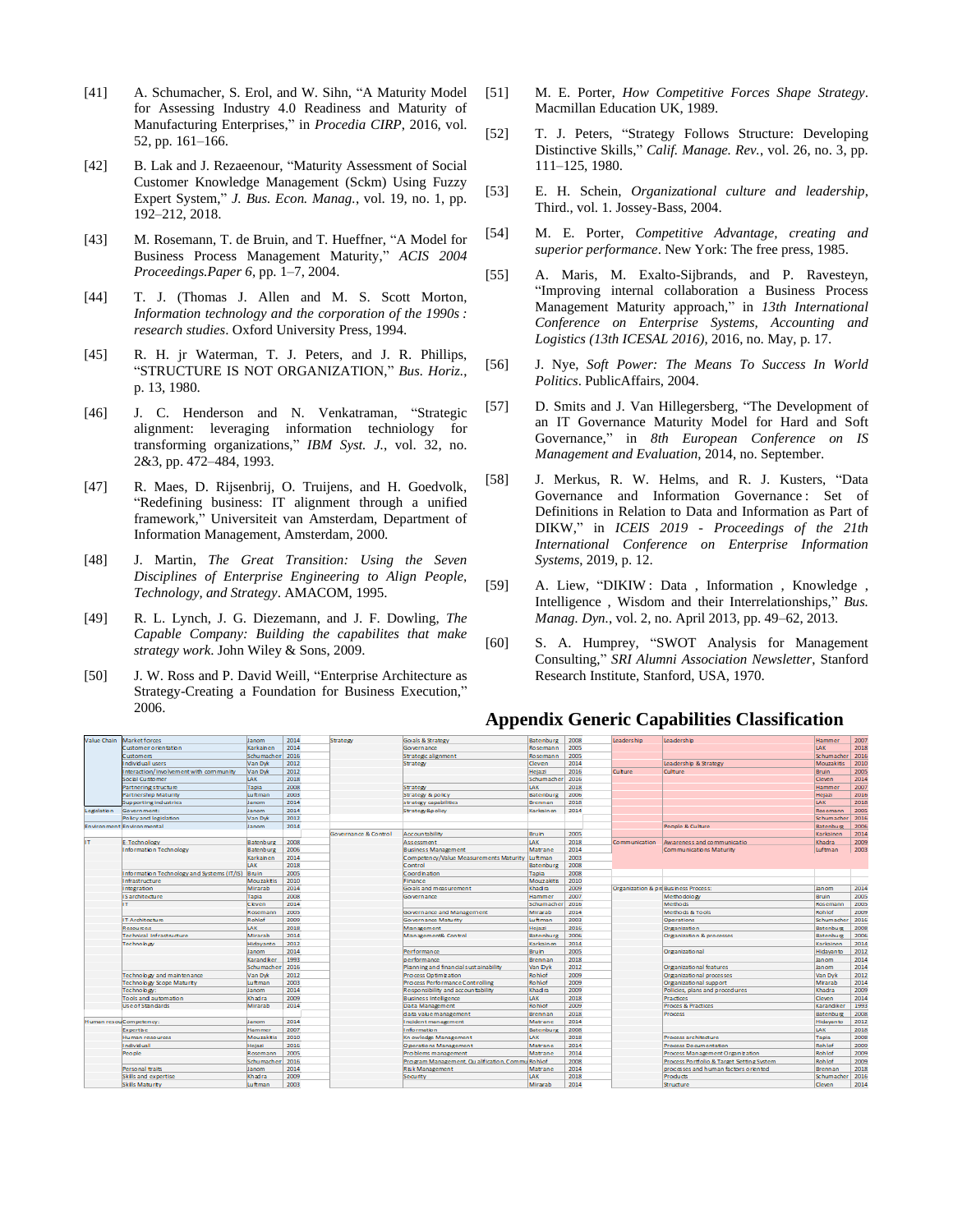[41] A. Schumacher, S. Erol, and W. Sihn, "A Maturity Model for Assessing Industry 4.0 Readiness and Maturity of Manufacturing Enterprises," in *Procedia CIRP*, 2016, vol. 52, pp. 161–166.

[42] B. Lak and J. Rezaeenour, "Maturity Assessment of Social Customer Knowledge Management (Sckm) Using Fuzzy Expert System," *J. Bus. Econ. Manag.*, vol. 19, no. 1, pp. 192–212, 2018.

[43] M. Rosemann, T. de Bruin, and T. Hueffner, "A Model for Business Process Management Maturity," *ACIS 2004 Proceedings.Paper 6*, pp. 1–7, 2004.

[44] T. J. (Thomas J. Allen and M. S. Scott Morton, *Information technology and the corporation of the 1990s : research studies*. Oxford University Press, 1994.

[45] R. H. jr Waterman, T. J. Peters, and J. R. Phillips, "STRUCTURE IS NOT ORGANIZATION," *Bus. Horiz.*, p. 13, 1980.

[46] J. C. Henderson and N. Venkatraman, "Strategic alignment: leveraging information technology for transforming organizations," *IBM Syst. J.*, vol. 32, no. 2&3, pp. 472–484, 1993.

[47] R. Maes, D. Rijsenbrij, O. Truijens, and H. Goedvolk, "Redefining business: IT alignment through a unified framework," Universiteit van Amsterdam, Department of Information Management, Amsterdam, 2000.

[48] J. Martin, *The Great Transition: Using the Seven Disciplines of Enterprise Engineering to Align People, Technology, and Strategy*. AMACOM, 1995.

[49] R. L. Lynch, J. G. Diezemann, and J. F. Dowling, *The Capable Company: Building the capabilites that make strategy work*. John Wiley & Sons, 2009.

[50] J. W. Ross and P. David Weill, "Enterprise Architecture as Strategy-Creating a Foundation for Business Execution," 2006.

[51] M. E. Porter, *How Competitive Forces Shape Strategy*. Macmillan Education UK, 1989.

[52] T. J. Peters, "Strategy Follows Structure: Developing Distinctive Skills," *Calif. Manage. Rev.*, vol. 26, no. 3, pp. 111–125, 1980.

[53] E. H. Schein, *Organizational culture and leadership*, Third., vol. 1. Jossey-Bass, 2004.

[54] M. E. Porter, *Competitive Advantage, creating and superior performance*. New York: The free press, 1985.

[55] A. Maris, M. Exalto-Sijbrands, and P. Ravesteyn, "Improving internal collaboration a Business Process Management Maturity approach," in *13th International Conference on Enterprise Systems, Accounting and Logistics (13th ICESAL 2016)*, 2016, no. May, p. 17.

[56] J. Nye, *Soft Power: The Means To Success In World Politics*. PublicAffairs, 2004.

[57] D. Smits and J. Van Hillegersberg, "The Development of an IT Governance Maturity Model for Hard and Soft Governance," in *8th European Conference on IS Management and Evaluation*, 2014, no. September.

[58] J. Merkus, R. W. Helms, and R. J. Kusters, "Data Governance and Information Governance : Set of Definitions in Relation to Data and Information as Part of DIKW," in *ICEIS 2019 - Proceedings of the 21th International Conference on Enterprise Information Systems*, 2019, p. 12.

[59] A. Liew, "DIKIW : Data , Information , Knowledge , Intelligence , Wisdom and their Interrelationships," *Bus. Manag. Dyn.*, vol. 2, no. April 2013, pp. 49–62, 2013.

[60] S. A. Humprey, "SWOT Analysis for Management Consulting," *SRI Alumni Association Newsletter*, Stanford Research Institute, Stanford, USA, 1970.

## Appendix Generic Capabilities Classification

| | | | |
|---|---|---|---|
| Value Chain | Market forces | Janom | 2014 |
| | Customer orientation | Karkainen | 2014 |
| | Customers | Schumacher | 2016 |
| | Individual users | Van Dyk | 2012 |
| | Interaction/involvement with community | Van Dyk | 2012 |
| | Social Customer | LAK | 2018 |
| | Partnering structure | Tapia | 2008 |
| | Partnership Maturity | Luftman | 2003 |
| | Supporting industries | Janom | 2014 |
| Legislation | Government: | Janom | 2014 |
| | Policy and legislation | Van Dyk | 2012 |
| Environment | Environmental | Janom | 2014 |
| IT | E Technology | Batenburg | 2008 |
| | Information Technology | Batenburg | 2006 |
| | | Karkainen | 2014 |
| | | LAK | 2018 |
| | Information Technology and Systems (IT/IS) | Bruin | 2005 |
| | Infrastructure | Mouzakitis | 2010 |
| | Integration | Mirarab | 2014 |
| | IS architecture | Tapia | 2008 |
| | IT | Cleven | 2014 |
| | | Rosemann | 2005 |
| | IT Architecture | Rohlof | 2009 |
| | Resources | LAK | 2018 |
| | Technical infrastructure | Mirarab | 2014 |
| | Technology | Hidayanto | 2012 |
| | | Janom | 2014 |
| | | Karandikar | 1993 |
| | | Schumacher | 2016 |
| | Technology and maintenance | Van Dyk | 2012 |
| | Technology Scope Maturity | Luftman | 2003 |
| | Technology: | Janom | 2014 |
| | Tools and automation | Khadra | 2009 |
| | Use of Standards | Mirarab | 2014 |
| Human resources | Competency: | Janom | 2014 |
| | Expertise | Hammer | 2007 |
| | Human resources | Mouzakitis | 2010 |
| | Individual | Hejazi | 2016 |
| | People | Rosemann | 2005 |
| | | Schumacher | 2016 |
| | Personal traits | Janom | 2014 |
| | Skills and expertise | Khadra | 2009 |
| | Skills Maturity | Luftman | 2003 |

| | | | |
|---|---|---|---|
| Strategy | Goals & Strategy | Batenburg | 2008 |
| | Governance | Rosemann | 2005 |
| | Strategic alignment | Rosemann | 2005 |
| | Strategy | Cleven | 2014 |
| | | Hejazi | 2016 |
| | | Schumacher | 2016 |
| | Strategy | LAK | 2018 |
| | Strategy & policy | Batenburg | 2006 |
| | Strategy capabilities | Brennan | 2018 |
| | Strategy&policy | Karkainen | 2014 |
| Governance & Control | Accountability | Bruin | 2005 |
| | Assessment | LAK | 2018 |
| | Business Management | Matrane | 2014 |
| | Competency/Value Measurements Maturity | Luftman | 2003 |
| | Control | Batenburg | 2008 |
| | Coordination | Tapia | 2008 |
| | Finance | Mouzakitis | 2010 |
| | Goals and measurement | Khadra | 2009 |
| | Governance | Hammer | 2007 |
| | | Schumacher | 2016 |
| | Governance and Management | Mirarab | 2014 |
| | Governance Maturity | Luftman | 2003 |
| | Management | Hejazi | 2016 |
| | Management& Control | Batenburg | 2006 |
| | | Karkainen | 2014 |
| | Performance | Bruin | 2005 |
| | performance | Brennan | 2018 |
| | Planning and financial sustainability | Van Dyk | 2012 |
| | Process Optimization | Rohlof | 2009 |
| | Process Performance Controlling | Rohlof | 2009 |
| | Responsibility and accountability | Khadra | 2009 |
| | Business Intelligence | LAK | 2018 |
| | Data Management | Rohlof | 2009 |
| | data value management | Brennan | 2018 |
| | Incident management | Matrane | 2014 |
| | Information | Batenburg | 2008 |
| | Knowledge Management | LAK | 2018 |
| | Operations Management | Matrane | 2014 |
| | Problems management | Matrane | 2014 |
| | Program Management, Qualification, Commu | Rohlof | 2008 |
| | Risk Management | Matrane | 2014 |
| | Security | LAK | 2018 |
| | | Mirarab | 2014 |

| | | | |
|---|---|---|---|
| Leadership | Leadership | Hammer | 2007 |
| | | LAK | 2018 |
| | | Schumacher | 2016 |
| | Leadership & Strategy | Mouzakitis | 2010 |
| Culture | Culture | Bruin | 2005 |
| | | Cleven | 2014 |
| | | Hammer | 2007 |
| | | Hejazi | 2016 |
| | | LAK | 2018 |
| | | Rosemann | 2005 |
| | | Schumacher | 2016 |
| | People & Culture | Batenburg | 2006 |
| | | Karkainen | 2014 |
| Communication | Awareness and communicatio | Khadra | 2009 |
| | Communications Maturity | Luftman | 2003 |
| Organization & processes | Business Process: | Janom | 2014 |
| | Methodology | Bruin | 2005 |
| | Methods | Rosemann | 2005 |
| | Methods & Tools | Rohlof | 2009 |
| | Operations | Schumacher | 2016 |
| | Organization | Batenburg | 2008 |
| | Organization & processes | Batenburg | 2006 |
| | | Karkainen | 2014 |
| | Organizational | Hidayanto | 2012 |
| | | Janom | 2014 |
| | Organizational features | Janom | 2014 |
| | Organizational processes | Van Dyk | 2012 |
| | Organizational support | Mirarab | 2014 |
| | Policies, plans and procedures | Khadra | 2009 |
| | Practices | Cleven | 2014 |
| | Process & Practices | Karandikar | 1993 |
| | Process | Batenburg | 2008 |
| | | Hidayanto | 2012 |
| | | LAK | 2018 |
| | Process architecture | Tapia | 2008 |
| | Process Documentation | Rohlof | 2009 |
| | Process Management Organization | Rohlof | 2009 |
| | Process Portfolio & Target Setting System | Rohlof | 2009 |
| | processes and human factors oriented | Brennan | 2018 |
| | Products | Schumacher | 2016 |
| | Structure | Cleven | 2014 |